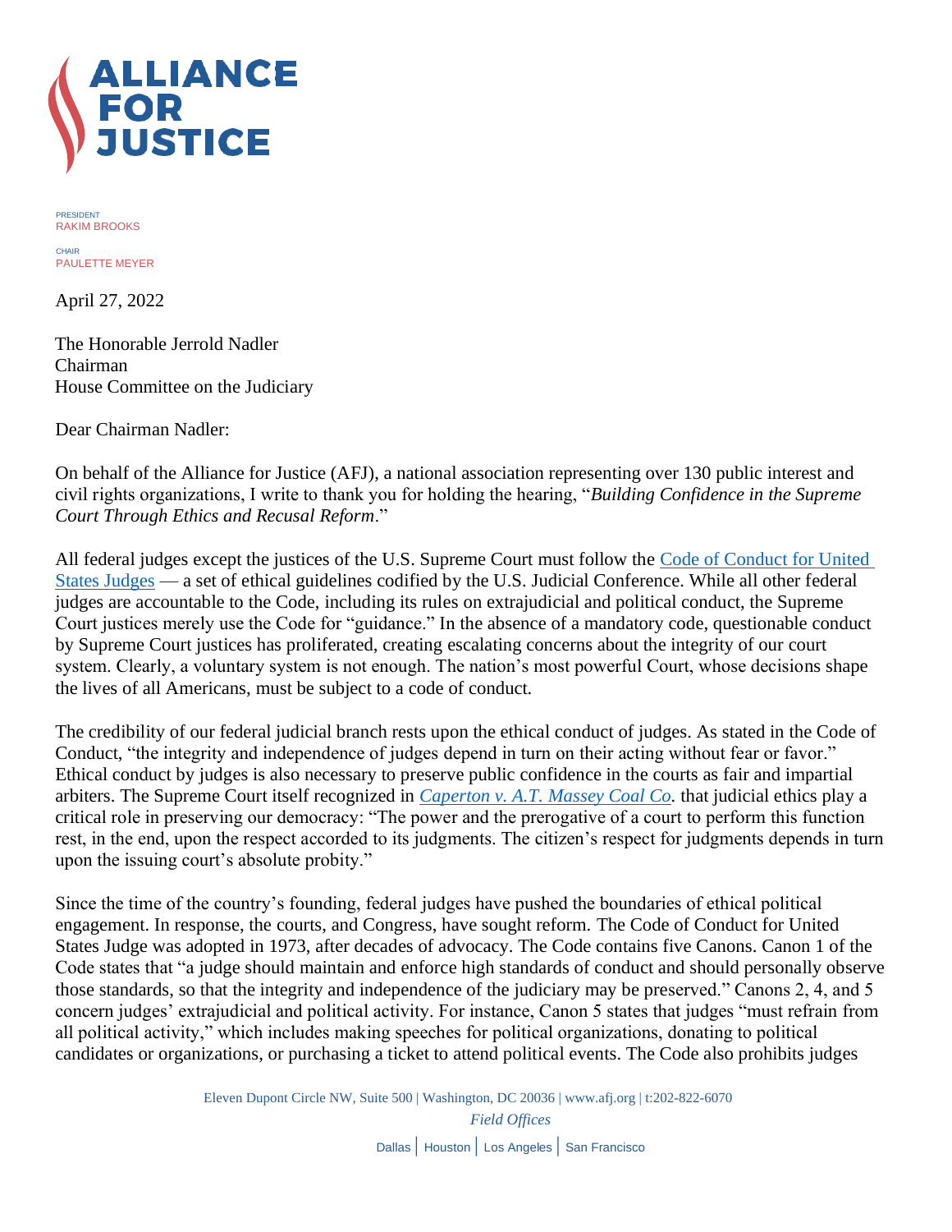# ALLIANCE FOR JUSTICE

PRESIDENT
RAKIM BROOKS

CHAIR
PAULETTE MEYER

April 27, 2022

The Honorable Jerrold Nadler
Chairman
House Committee on the Judiciary

Dear Chairman Nadler:

On behalf of the Alliance for Justice (AFJ), a national association representing over 130 public interest and civil rights organizations, I write to thank you for holding the hearing, "*Building Confidence in the Supreme Court Through Ethics and Recusal Reform*."

All federal judges except the justices of the U.S. Supreme Court must follow the Code of Conduct for United States Judges — a set of ethical guidelines codified by the U.S. Judicial Conference. While all other federal judges are accountable to the Code, including its rules on extrajudicial and political conduct, the Supreme Court justices merely use the Code for "guidance." In the absence of a mandatory code, questionable conduct by Supreme Court justices has proliferated, creating escalating concerns about the integrity of our court system. Clearly, a voluntary system is not enough. The nation's most powerful Court, whose decisions shape the lives of all Americans, must be subject to a code of conduct.

The credibility of our federal judicial branch rests upon the ethical conduct of judges. As stated in the Code of Conduct, "the integrity and independence of judges depend in turn on their acting without fear or favor." Ethical conduct by judges is also necessary to preserve public confidence in the courts as fair and impartial arbiters. The Supreme Court itself recognized in *Caperton v. A.T. Massey Coal Co.* that judicial ethics play a critical role in preserving our democracy: "The power and the prerogative of a court to perform this function rest, in the end, upon the respect accorded to its judgments. The citizen's respect for judgments depends in turn upon the issuing court's absolute probity."

Since the time of the country's founding, federal judges have pushed the boundaries of ethical political engagement. In response, the courts, and Congress, have sought reform. The Code of Conduct for United States Judge was adopted in 1973, after decades of advocacy. The Code contains five Canons. Canon 1 of the Code states that "a judge should maintain and enforce high standards of conduct and should personally observe those standards, so that the integrity and independence of the judiciary may be preserved." Canons 2, 4, and 5 concern judges' extrajudicial and political activity. For instance, Canon 5 states that judges "must refrain from all political activity," which includes making speeches for political organizations, donating to political candidates or organizations, or purchasing a ticket to attend political events. The Code also prohibits judges

Eleven Dupont Circle NW, Suite 500 | Washington, DC 20036 | www.afj.org | t:202-822-6070
*Field Offices*
Dallas | Houston | Los Angeles | San Francisco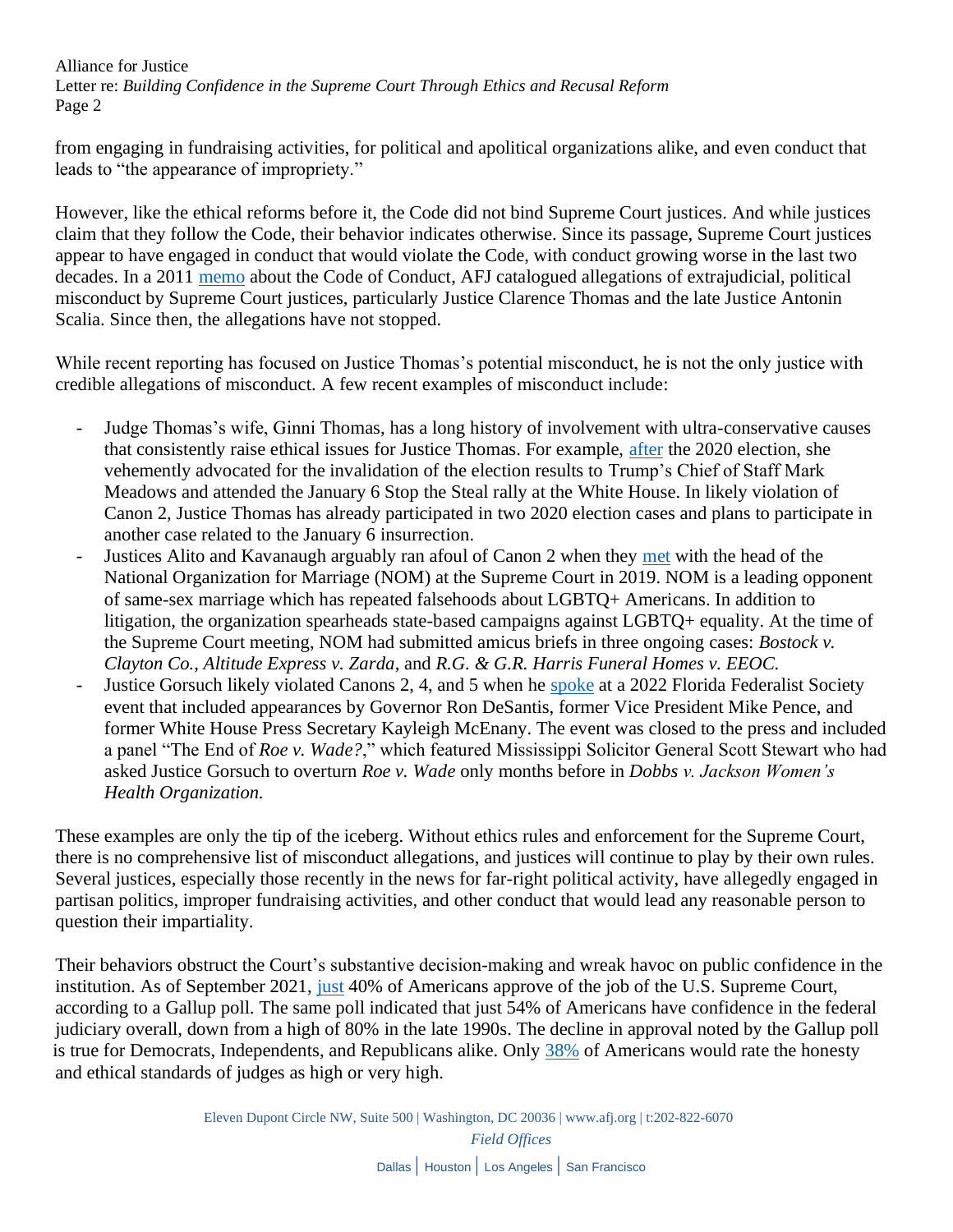from engaging in fundraising activities, for political and apolitical organizations alike, and even conduct that leads to "the appearance of impropriety."

However, like the ethical reforms before it, the Code did not bind Supreme Court justices. And while justices claim that they follow the Code, their behavior indicates otherwise. Since its passage, Supreme Court justices appear to have engaged in conduct that would violate the Code, with conduct growing worse in the last two decades. In a 2011 memo about the Code of Conduct, AFJ catalogued allegations of extrajudicial, political misconduct by Supreme Court justices, particularly Justice Clarence Thomas and the late Justice Antonin Scalia. Since then, the allegations have not stopped.

While recent reporting has focused on Justice Thomas's potential misconduct, he is not the only justice with credible allegations of misconduct. A few recent examples of misconduct include:

- Judge Thomas's wife, Ginni Thomas, has a long history of involvement with ultra-conservative causes that consistently raise ethical issues for Justice Thomas. For example, after the 2020 election, she vehemently advocated for the invalidation of the election results to Trump's Chief of Staff Mark Meadows and attended the January 6 Stop the Steal rally at the White House. In likely violation of Canon 2, Justice Thomas has already participated in two 2020 election cases and plans to participate in another case related to the January 6 insurrection.
- Justices Alito and Kavanaugh arguably ran afoul of Canon 2 when they met with the head of the National Organization for Marriage (NOM) at the Supreme Court in 2019. NOM is a leading opponent of same-sex marriage which has repeated falsehoods about LGBTQ+ Americans. In addition to litigation, the organization spearheads state-based campaigns against LGBTQ+ equality. At the time of the Supreme Court meeting, NOM had submitted amicus briefs in three ongoing cases: *Bostock v. Clayton Co.*, *Altitude Express v. Zarda*, and *R.G. & G.R. Harris Funeral Homes v. EEOC.*
- Justice Gorsuch likely violated Canons 2, 4, and 5 when he spoke at a 2022 Florida Federalist Society event that included appearances by Governor Ron DeSantis, former Vice President Mike Pence, and former White House Press Secretary Kayleigh McEnany. The event was closed to the press and included a panel "The End of *Roe v. Wade?*," which featured Mississippi Solicitor General Scott Stewart who had asked Justice Gorsuch to overturn *Roe v. Wade* only months before in *Dobbs v. Jackson Women's Health Organization.*

These examples are only the tip of the iceberg. Without ethics rules and enforcement for the Supreme Court, there is no comprehensive list of misconduct allegations, and justices will continue to play by their own rules. Several justices, especially those recently in the news for far-right political activity, have allegedly engaged in partisan politics, improper fundraising activities, and other conduct that would lead any reasonable person to question their impartiality.

Their behaviors obstruct the Court's substantive decision-making and wreak havoc on public confidence in the institution. As of September 2021, just 40% of Americans approve of the job of the U.S. Supreme Court, according to a Gallup poll. The same poll indicated that just 54% of Americans have confidence in the federal judiciary overall, down from a high of 80% in the late 1990s. The decline in approval noted by the Gallup poll is true for Democrats, Independents, and Republicans alike. Only 38% of Americans would rate the honesty and ethical standards of judges as high or very high.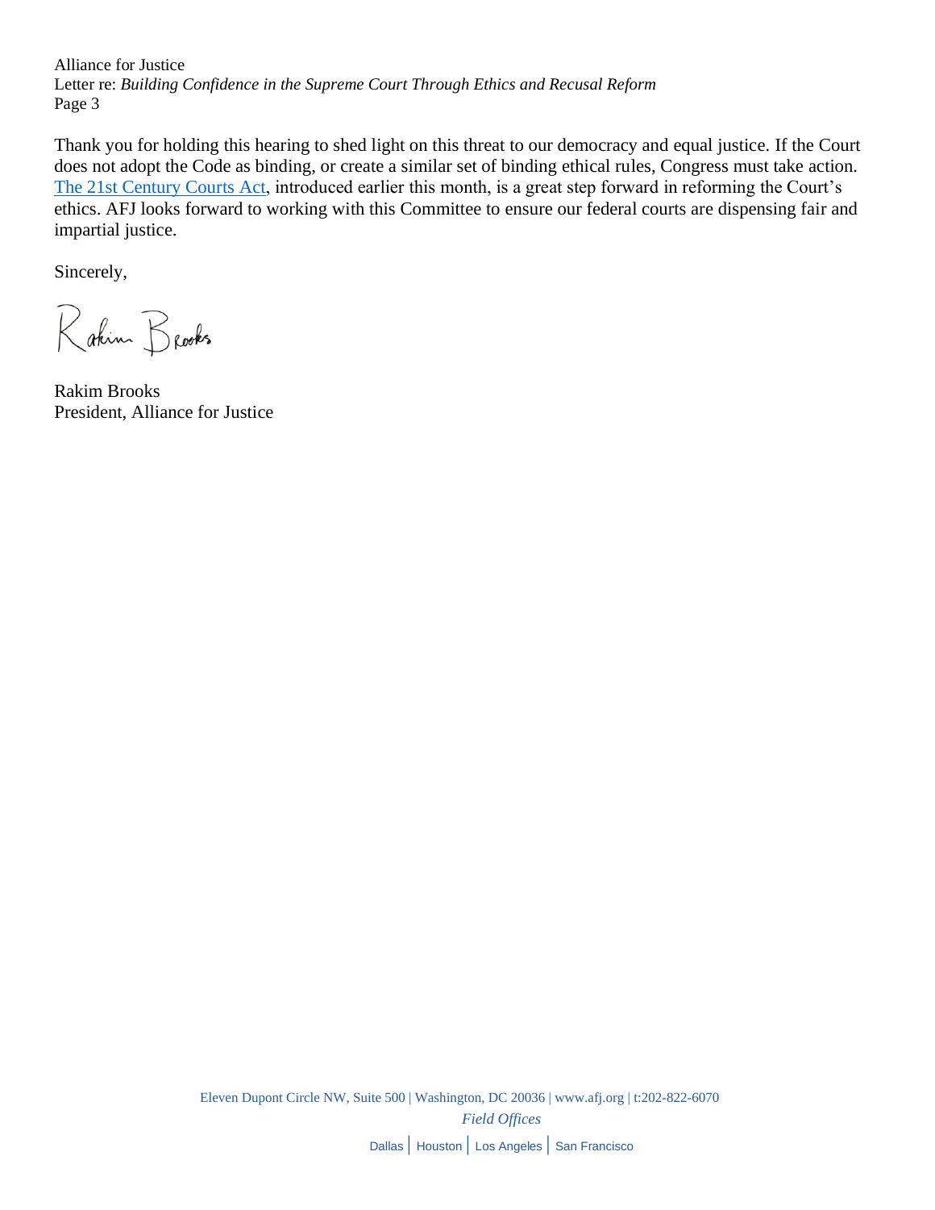Thank you for holding this hearing to shed light on this threat to our democracy and equal justice. If the Court does not adopt the Code as binding, or create a similar set of binding ethical rules, Congress must take action. The 21st Century Courts Act, introduced earlier this month, is a great step forward in reforming the Court's ethics. AFJ looks forward to working with this Committee to ensure our federal courts are dispensing fair and impartial justice.

Sincerely,

Rakim Brooks

Rakim Brooks
President, Alliance for Justice

Eleven Dupont Circle NW, Suite 500 | Washington, DC 20036 | www.afj.org | t:202-822-6070

*Field Offices*

Dallas | Houston | Los Angeles | San Francisco